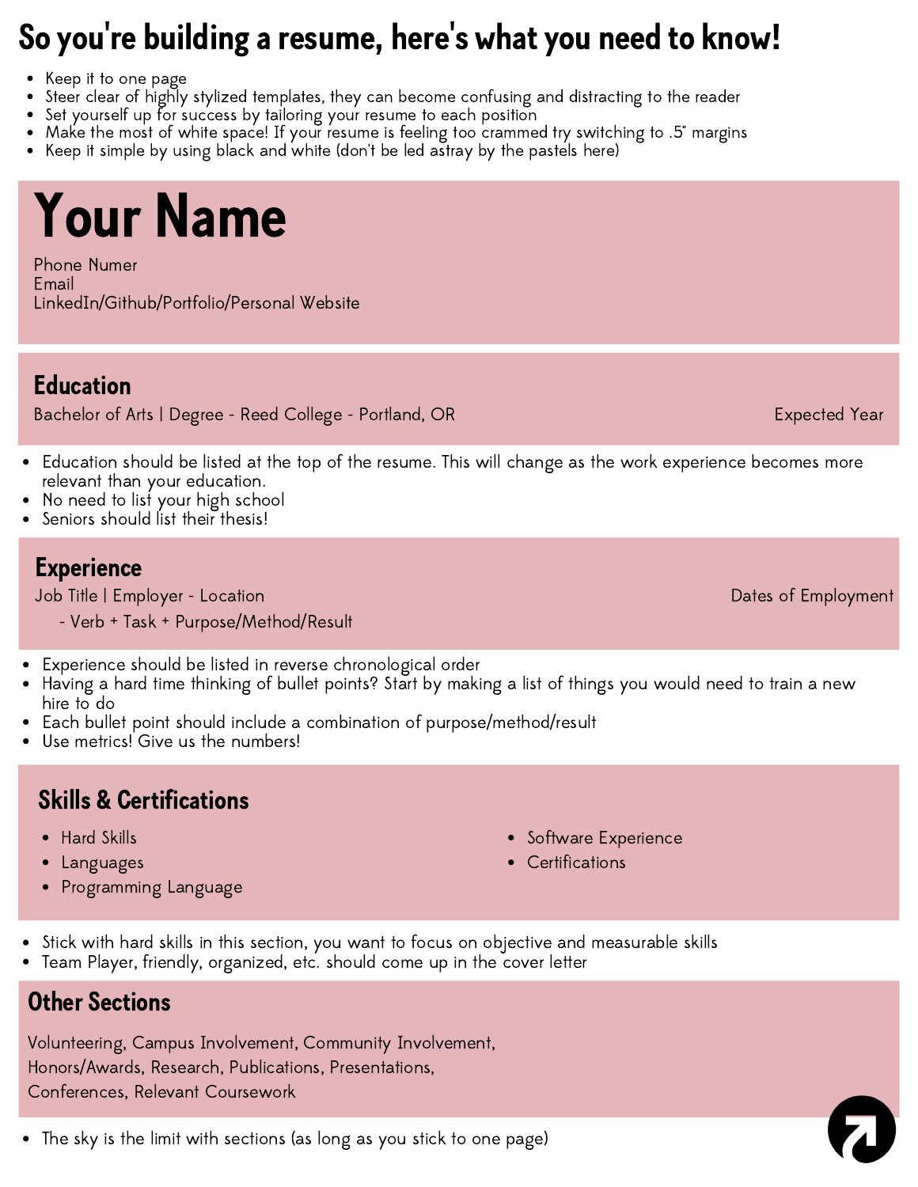# So you're building a resume, here's what you need to know!

- Keep it to one page
- Steer clear of highly stylized templates, they can become confusing and distracting to the reader
- Set yourself up for success by tailoring your resume to each position
- Make the most of white space! If your resume is feeling too crammed try switching to .5" margins
- Keep it simple by using black and white (don't be led astray by the pastels here)

# Your Name

Phone Numer
Email
LinkedIn/Github/Portfolio/Personal Website

## Education

Bachelor of Arts | Degree - Reed College - Portland, OR — Expected Year

- Education should be listed at the top of the resume. This will change as the work experience becomes more relevant than your education.
- No need to list your high school
- Seniors should list their thesis!

## Experience

Job Title | Employer - Location — Dates of Employment

- Verb + Task + Purpose/Method/Result

- Experience should be listed in reverse chronological order
- Having a hard time thinking of bullet points? Start by making a list of things you would need to train a new hire to do
- Each bullet point should include a combination of purpose/method/result
- Use metrics! Give us the numbers!

## Skills & Certifications

- Hard Skills
- Languages
- Programming Language
- Software Experience
- Certifications

- Stick with hard skills in this section, you want to focus on objective and measurable skills
- Team Player, friendly, organized, etc. should come up in the cover letter

## Other Sections

Volunteering, Campus Involvement, Community Involvement, Honors/Awards, Research, Publications, Presentations, Conferences, Relevant Coursework

- The sky is the limit with sections (as long as you stick to one page)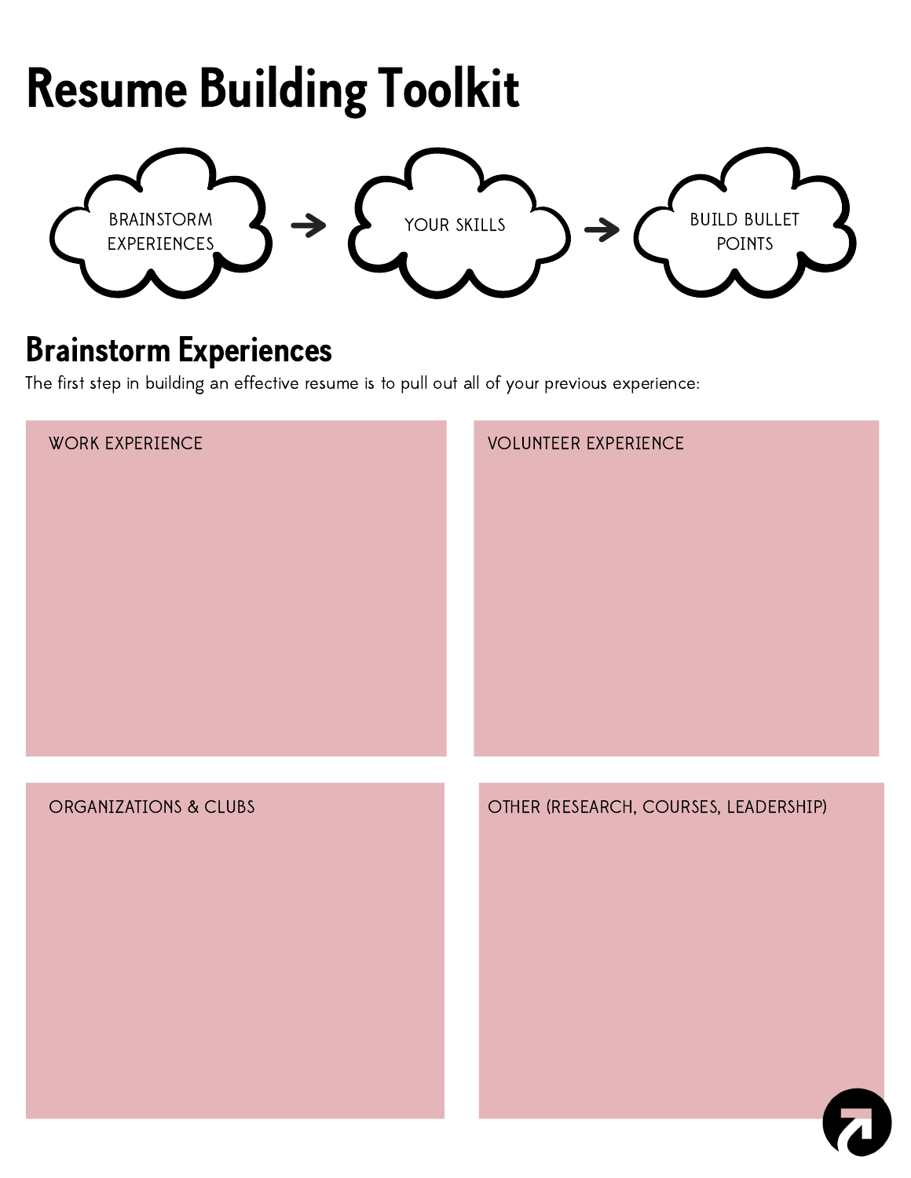# Resume Building Toolkit

BRAINSTORM EXPERIENCES → YOUR SKILLS → BUILD BULLET POINTS

## Brainstorm Experiences

The first step in building an effective resume is to pull out all of your previous experience:

WORK EXPERIENCE

VOLUNTEER EXPERIENCE

ORGANIZATIONS & CLUBS

OTHER (RESEARCH, COURSES, LEADERSHIP)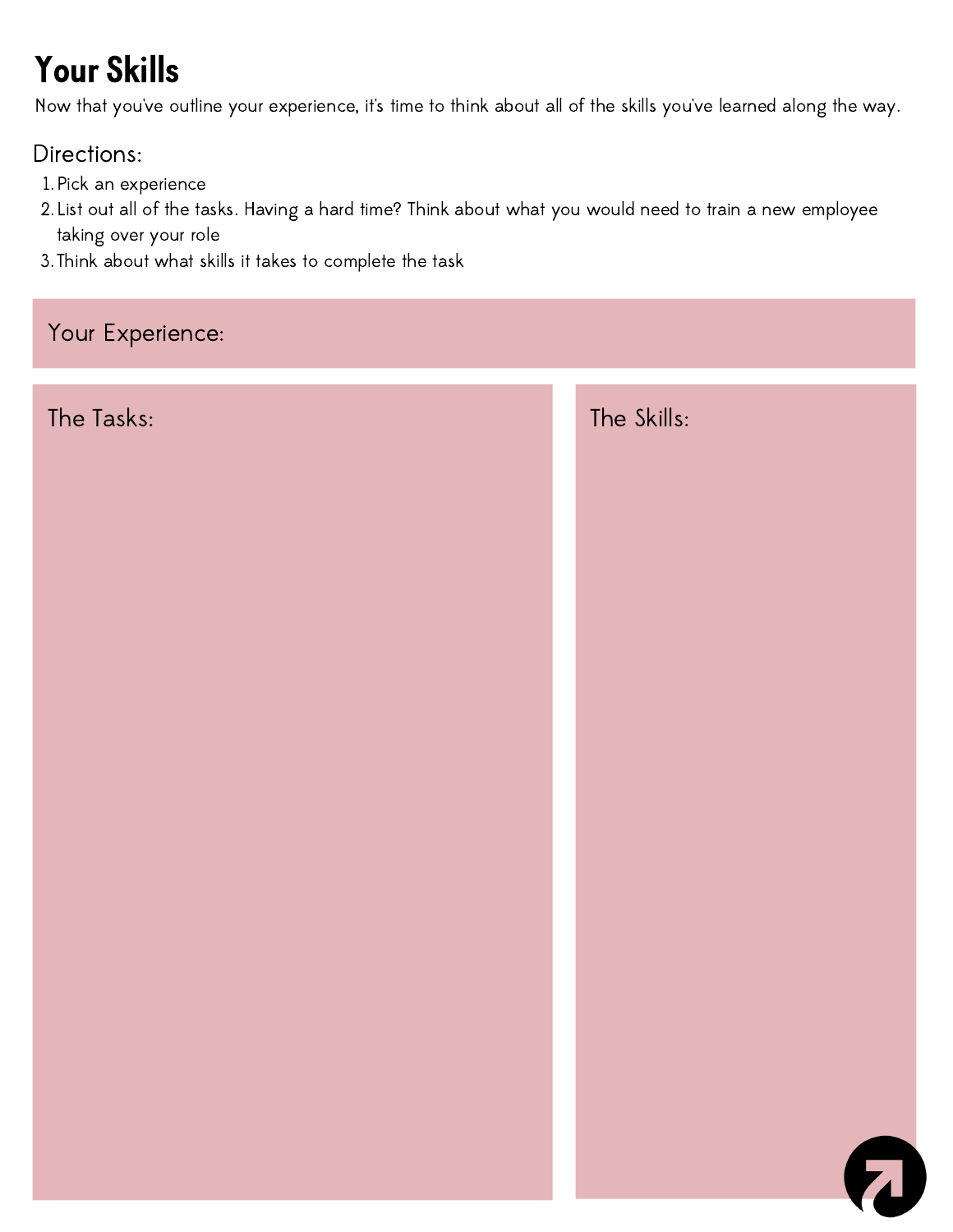# Your Skills

Now that you've outline your experience, it's time to think about all of the skills you've learned along the way.

## Directions:

1. Pick an experience
2. List out all of the tasks. Having a hard time? Think about what you would need to train a new employee taking over your role
3. Think about what skills it takes to complete the task

Your Experience:

The Tasks:

The Skills: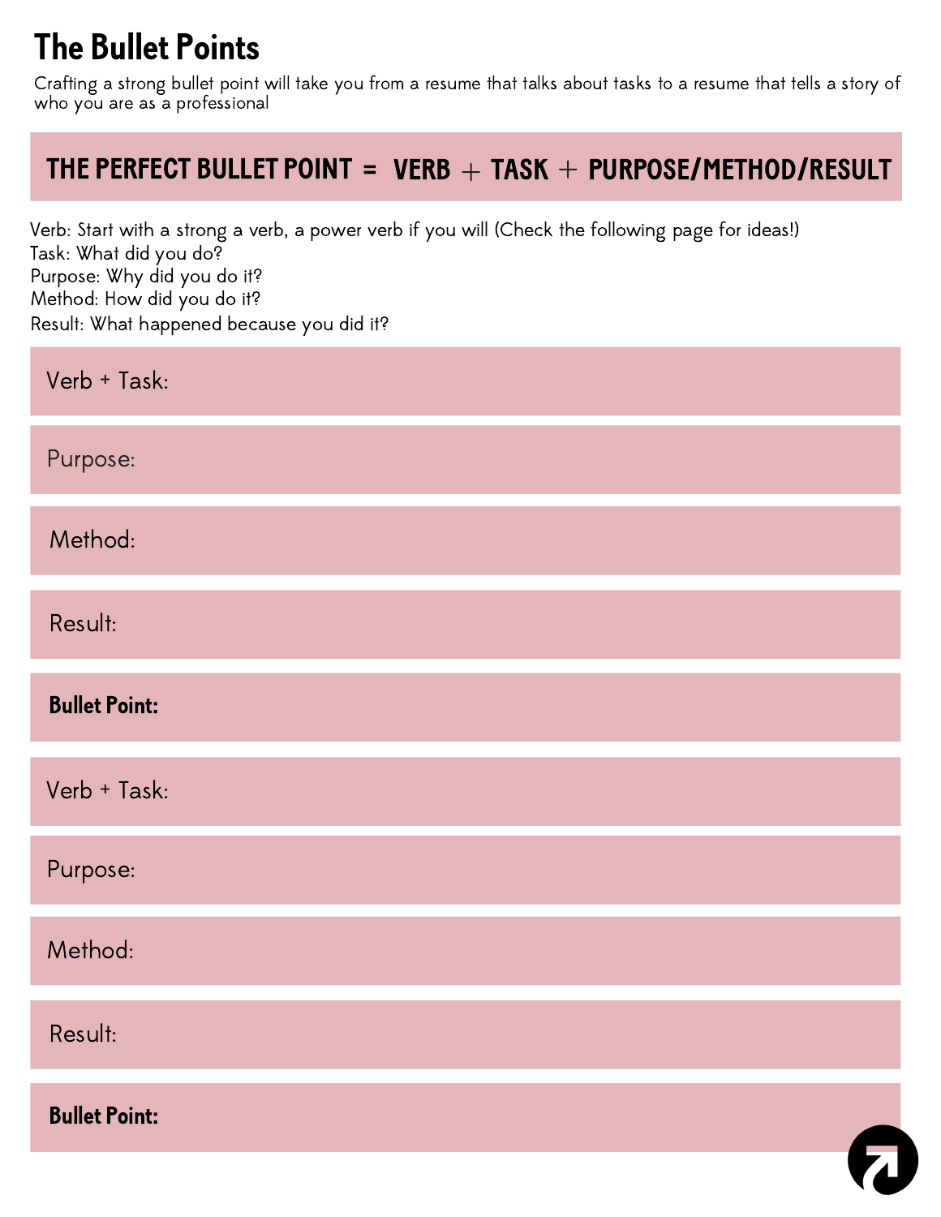# The Bullet Points

Crafting a strong bullet point will take you from a resume that talks about tasks to a resume that tells a story of who you are as a professional

**THE PERFECT BULLET POINT = VERB + TASK + PURPOSE/METHOD/RESULT**

Verb: Start with a strong a verb, a power verb if you will (Check the following page for ideas!)
Task: What did you do?
Purpose: Why did you do it?
Method: How did you do it?
Result: What happened because you did it?

Verb + Task:

Purpose:

Method:

Result:

**Bullet Point:**

Verb + Task:

Purpose:

Method:

Result:

**Bullet Point:**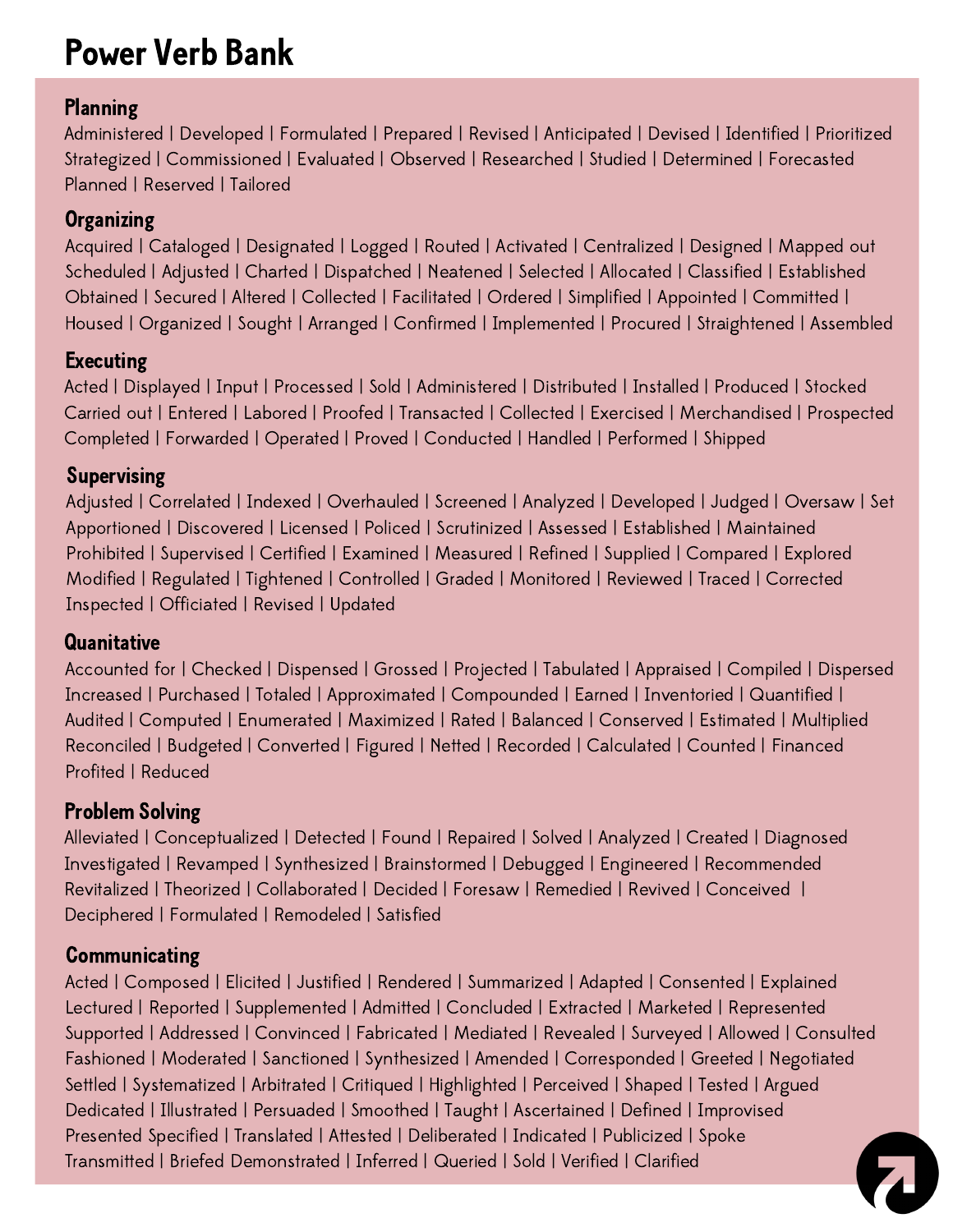# Power Verb Bank

## Planning

Administered | Developed | Formulated | Prepared | Revised | Anticipated | Devised | Identified | Prioritized
Strategized | Commissioned | Evaluated | Observed | Researched | Studied | Determined | Forecasted
Planned | Reserved | Tailored

## Organizing

Acquired | Cataloged | Designated | Logged | Routed | Activated | Centralized | Designed | Mapped out
Scheduled | Adjusted | Charted | Dispatched | Neatened | Selected | Allocated | Classified | Established
Obtained | Secured | Altered | Collected | Facilitated | Ordered | Simplified | Appointed | Committed |
Housed | Organized | Sought | Arranged | Confirmed | Implemented | Procured | Straightened | Assembled

## Executing

Acted | Displayed | Input | Processed | Sold | Administered | Distributed | Installed | Produced | Stocked
Carried out | Entered | Labored | Proofed | Transacted | Collected | Exercised | Merchandised | Prospected
Completed | Forwarded | Operated | Proved | Conducted | Handled | Performed | Shipped

## Supervising

Adjusted | Correlated | Indexed | Overhauled | Screened | Analyzed | Developed | Judged | Oversaw | Set
Apportioned | Discovered | Licensed | Policed | Scrutinized | Assessed | Established | Maintained
Prohibited | Supervised | Certified | Examined | Measured | Refined | Supplied | Compared | Explored
Modified | Regulated | Tightened | Controlled | Graded | Monitored | Reviewed | Traced | Corrected
Inspected | Officiated | Revised | Updated

## Quanitative

Accounted for | Checked | Dispensed | Grossed | Projected | Tabulated | Appraised | Compiled | Dispersed
Increased | Purchased | Totaled | Approximated | Compounded | Earned | Inventoried | Quantified |
Audited | Computed | Enumerated | Maximized | Rated | Balanced | Conserved | Estimated | Multiplied
Reconciled | Budgeted | Converted | Figured | Netted | Recorded | Calculated | Counted | Financed
Profited | Reduced

## Problem Solving

Alleviated | Conceptualized | Detected | Found | Repaired | Solved | Analyzed | Created | Diagnosed
Investigated | Revamped | Synthesized | Brainstormed | Debugged | Engineered | Recommended
Revitalized | Theorized | Collaborated | Decided | Foresaw | Remedied | Revived | Conceived |
Deciphered | Formulated | Remodeled | Satisfied

## Communicating

Acted | Composed | Elicited | Justified | Rendered | Summarized | Adapted | Consented | Explained
Lectured | Reported | Supplemented | Admitted | Concluded | Extracted | Marketed | Represented
Supported | Addressed | Convinced | Fabricated | Mediated | Revealed | Surveyed | Allowed | Consulted
Fashioned | Moderated | Sanctioned | Synthesized | Amended | Corresponded | Greeted | Negotiated
Settled | Systematized | Arbitrated | Critiqued | Highlighted | Perceived | Shaped | Tested | Argued
Dedicated | Illustrated | Persuaded | Smoothed | Taught | Ascertained | Defined | Improvised
Presented Specified | Translated | Attested | Deliberated | Indicated | Publicized | Spoke
Transmitted | Briefed Demonstrated | Inferred | Queried | Sold | Verified | Clarified